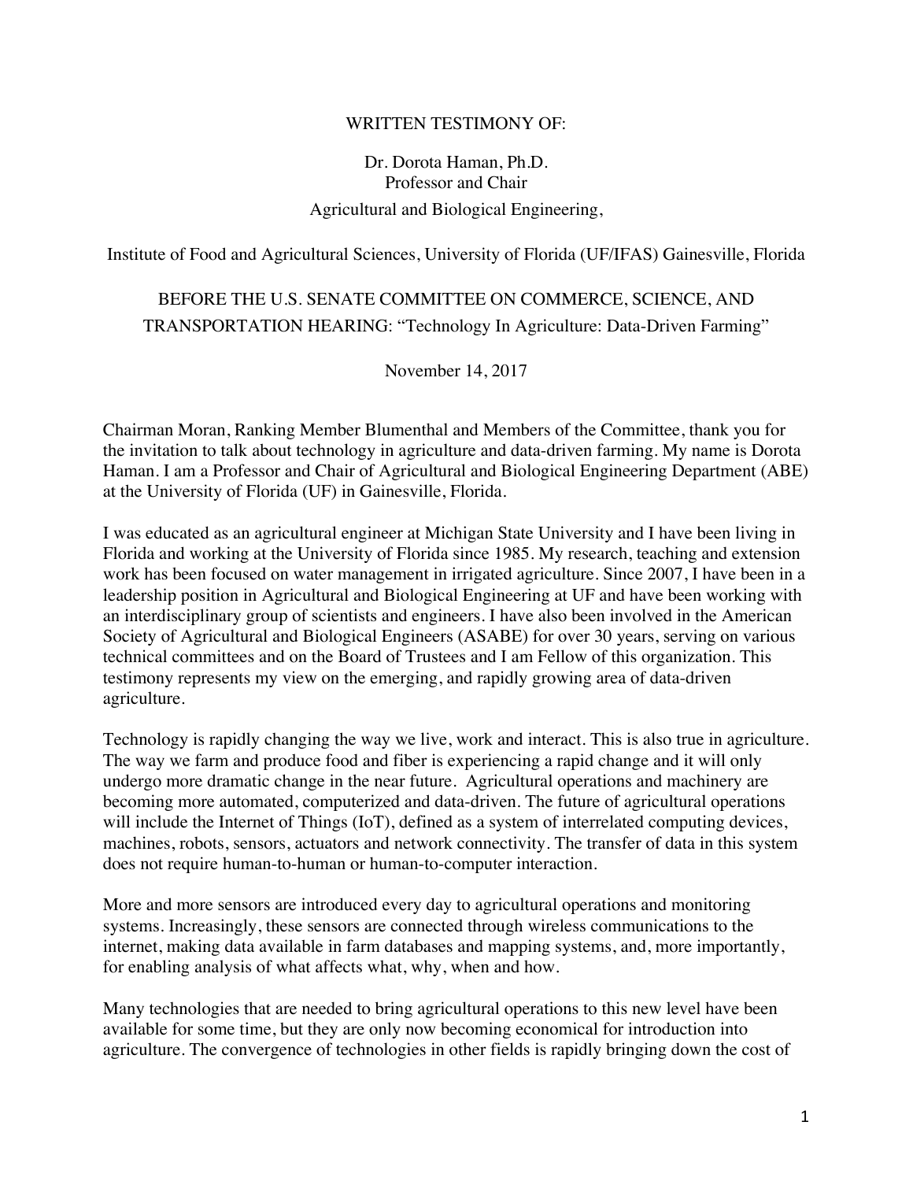WRITTEN TESTIMONY OF:

Dr. Dorota Haman, Ph.D.
Professor and Chair
Agricultural and Biological Engineering,

Institute of Food and Agricultural Sciences, University of Florida (UF/IFAS) Gainesville, Florida

BEFORE THE U.S. SENATE COMMITTEE ON COMMERCE, SCIENCE, AND TRANSPORTATION HEARING: "Technology In Agriculture: Data-Driven Farming"

November 14, 2017

Chairman Moran, Ranking Member Blumenthal and Members of the Committee, thank you for the invitation to talk about technology in agriculture and data-driven farming. My name is Dorota Haman. I am a Professor and Chair of Agricultural and Biological Engineering Department (ABE) at the University of Florida (UF) in Gainesville, Florida.

I was educated as an agricultural engineer at Michigan State University and I have been living in Florida and working at the University of Florida since 1985. My research, teaching and extension work has been focused on water management in irrigated agriculture. Since 2007, I have been in a leadership position in Agricultural and Biological Engineering at UF and have been working with an interdisciplinary group of scientists and engineers. I have also been involved in the American Society of Agricultural and Biological Engineers (ASABE) for over 30 years, serving on various technical committees and on the Board of Trustees and I am Fellow of this organization. This testimony represents my view on the emerging, and rapidly growing area of data-driven agriculture.

Technology is rapidly changing the way we live, work and interact. This is also true in agriculture. The way we farm and produce food and fiber is experiencing a rapid change and it will only undergo more dramatic change in the near future. Agricultural operations and machinery are becoming more automated, computerized and data-driven. The future of agricultural operations will include the Internet of Things (IoT), defined as a system of interrelated computing devices, machines, robots, sensors, actuators and network connectivity. The transfer of data in this system does not require human-to-human or human-to-computer interaction.

More and more sensors are introduced every day to agricultural operations and monitoring systems. Increasingly, these sensors are connected through wireless communications to the internet, making data available in farm databases and mapping systems, and, more importantly, for enabling analysis of what affects what, why, when and how.

Many technologies that are needed to bring agricultural operations to this new level have been available for some time, but they are only now becoming economical for introduction into agriculture. The convergence of technologies in other fields is rapidly bringing down the cost of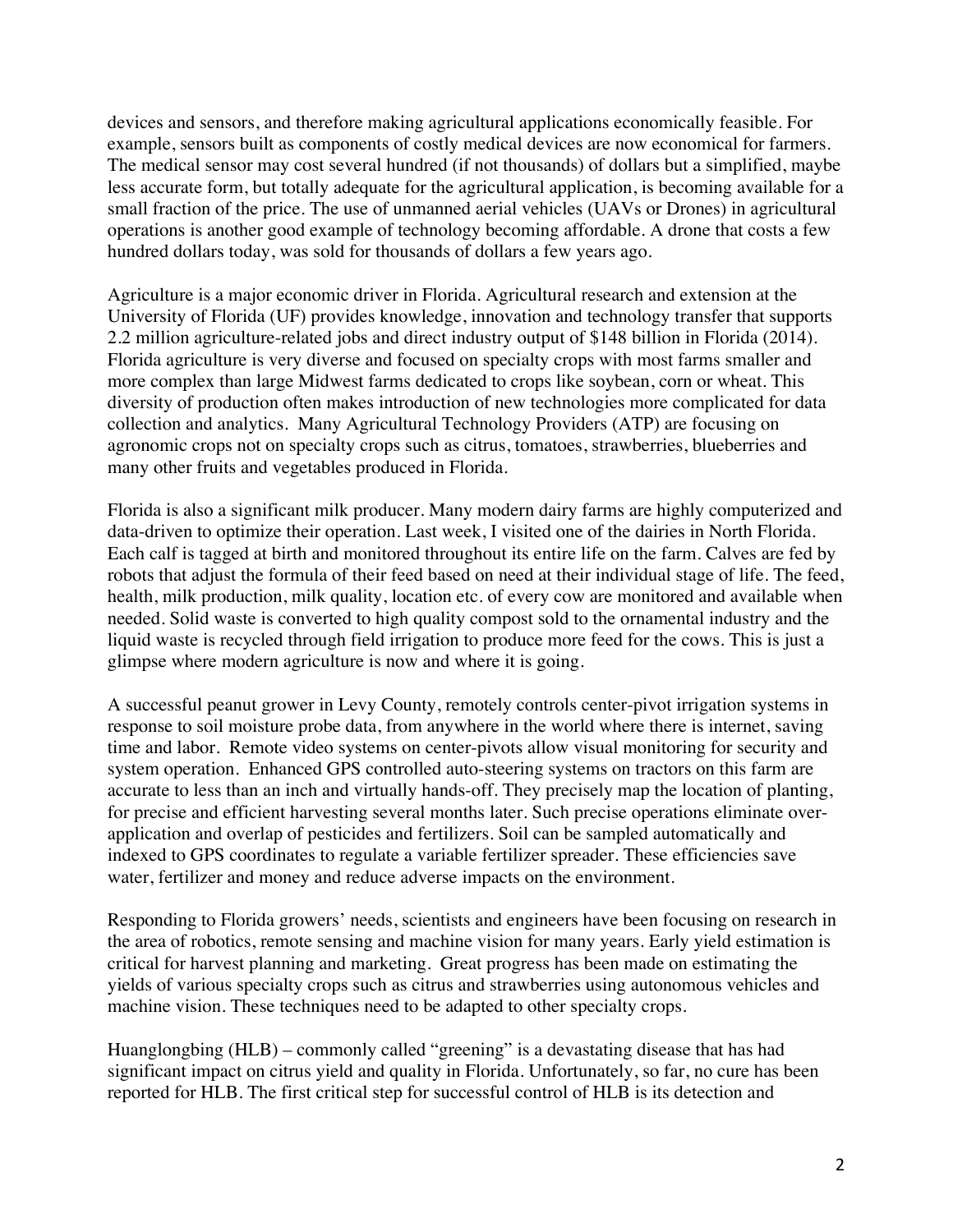devices and sensors, and therefore making agricultural applications economically feasible. For example, sensors built as components of costly medical devices are now economical for farmers. The medical sensor may cost several hundred (if not thousands) of dollars but a simplified, maybe less accurate form, but totally adequate for the agricultural application, is becoming available for a small fraction of the price. The use of unmanned aerial vehicles (UAVs or Drones) in agricultural operations is another good example of technology becoming affordable. A drone that costs a few hundred dollars today, was sold for thousands of dollars a few years ago.

Agriculture is a major economic driver in Florida. Agricultural research and extension at the University of Florida (UF) provides knowledge, innovation and technology transfer that supports 2.2 million agriculture-related jobs and direct industry output of $148 billion in Florida (2014). Florida agriculture is very diverse and focused on specialty crops with most farms smaller and more complex than large Midwest farms dedicated to crops like soybean, corn or wheat. This diversity of production often makes introduction of new technologies more complicated for data collection and analytics. Many Agricultural Technology Providers (ATP) are focusing on agronomic crops not on specialty crops such as citrus, tomatoes, strawberries, blueberries and many other fruits and vegetables produced in Florida.

Florida is also a significant milk producer. Many modern dairy farms are highly computerized and data-driven to optimize their operation. Last week, I visited one of the dairies in North Florida. Each calf is tagged at birth and monitored throughout its entire life on the farm. Calves are fed by robots that adjust the formula of their feed based on need at their individual stage of life. The feed, health, milk production, milk quality, location etc. of every cow are monitored and available when needed. Solid waste is converted to high quality compost sold to the ornamental industry and the liquid waste is recycled through field irrigation to produce more feed for the cows. This is just a glimpse where modern agriculture is now and where it is going.

A successful peanut grower in Levy County, remotely controls center-pivot irrigation systems in response to soil moisture probe data, from anywhere in the world where there is internet, saving time and labor. Remote video systems on center-pivots allow visual monitoring for security and system operation. Enhanced GPS controlled auto-steering systems on tractors on this farm are accurate to less than an inch and virtually hands-off. They precisely map the location of planting, for precise and efficient harvesting several months later. Such precise operations eliminate over-application and overlap of pesticides and fertilizers. Soil can be sampled automatically and indexed to GPS coordinates to regulate a variable fertilizer spreader. These efficiencies save water, fertilizer and money and reduce adverse impacts on the environment.

Responding to Florida growers' needs, scientists and engineers have been focusing on research in the area of robotics, remote sensing and machine vision for many years. Early yield estimation is critical for harvest planning and marketing. Great progress has been made on estimating the yields of various specialty crops such as citrus and strawberries using autonomous vehicles and machine vision. These techniques need to be adapted to other specialty crops.

Huanglongbing (HLB) – commonly called "greening" is a devastating disease that has had significant impact on citrus yield and quality in Florida. Unfortunately, so far, no cure has been reported for HLB. The first critical step for successful control of HLB is its detection and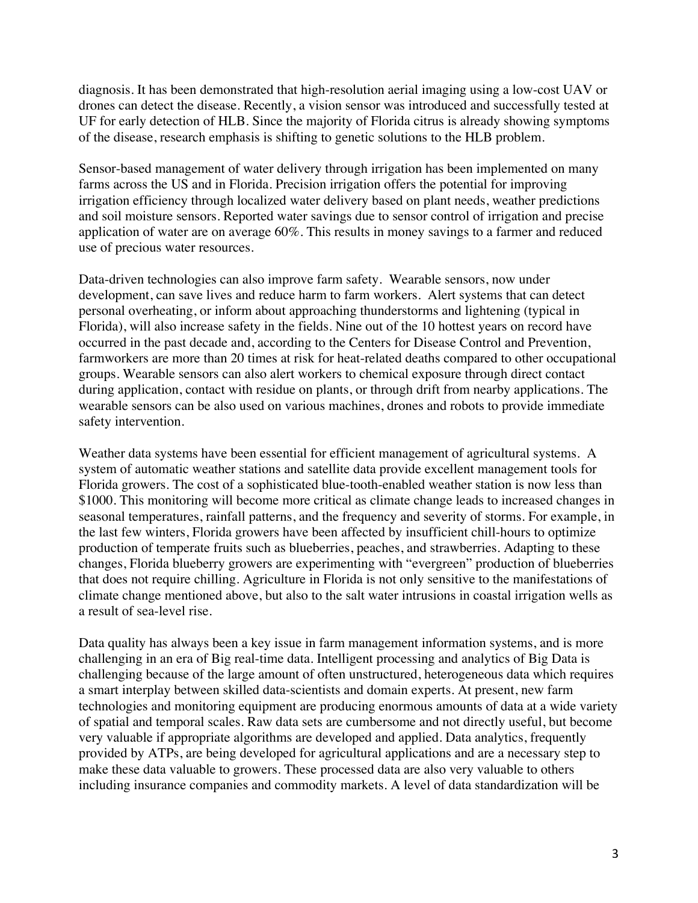diagnosis. It has been demonstrated that high-resolution aerial imaging using a low-cost UAV or drones can detect the disease. Recently, a vision sensor was introduced and successfully tested at UF for early detection of HLB. Since the majority of Florida citrus is already showing symptoms of the disease, research emphasis is shifting to genetic solutions to the HLB problem.

Sensor-based management of water delivery through irrigation has been implemented on many farms across the US and in Florida. Precision irrigation offers the potential for improving irrigation efficiency through localized water delivery based on plant needs, weather predictions and soil moisture sensors. Reported water savings due to sensor control of irrigation and precise application of water are on average 60%. This results in money savings to a farmer and reduced use of precious water resources.

Data-driven technologies can also improve farm safety. Wearable sensors, now under development, can save lives and reduce harm to farm workers. Alert systems that can detect personal overheating, or inform about approaching thunderstorms and lightening (typical in Florida), will also increase safety in the fields. Nine out of the 10 hottest years on record have occurred in the past decade and, according to the Centers for Disease Control and Prevention, farmworkers are more than 20 times at risk for heat-related deaths compared to other occupational groups. Wearable sensors can also alert workers to chemical exposure through direct contact during application, contact with residue on plants, or through drift from nearby applications. The wearable sensors can be also used on various machines, drones and robots to provide immediate safety intervention.

Weather data systems have been essential for efficient management of agricultural systems. A system of automatic weather stations and satellite data provide excellent management tools for Florida growers. The cost of a sophisticated blue-tooth-enabled weather station is now less than $1000. This monitoring will become more critical as climate change leads to increased changes in seasonal temperatures, rainfall patterns, and the frequency and severity of storms. For example, in the last few winters, Florida growers have been affected by insufficient chill-hours to optimize production of temperate fruits such as blueberries, peaches, and strawberries. Adapting to these changes, Florida blueberry growers are experimenting with "evergreen" production of blueberries that does not require chilling. Agriculture in Florida is not only sensitive to the manifestations of climate change mentioned above, but also to the salt water intrusions in coastal irrigation wells as a result of sea-level rise.

Data quality has always been a key issue in farm management information systems, and is more challenging in an era of Big real-time data. Intelligent processing and analytics of Big Data is challenging because of the large amount of often unstructured, heterogeneous data which requires a smart interplay between skilled data-scientists and domain experts. At present, new farm technologies and monitoring equipment are producing enormous amounts of data at a wide variety of spatial and temporal scales. Raw data sets are cumbersome and not directly useful, but become very valuable if appropriate algorithms are developed and applied. Data analytics, frequently provided by ATPs, are being developed for agricultural applications and are a necessary step to make these data valuable to growers. These processed data are also very valuable to others including insurance companies and commodity markets. A level of data standardization will be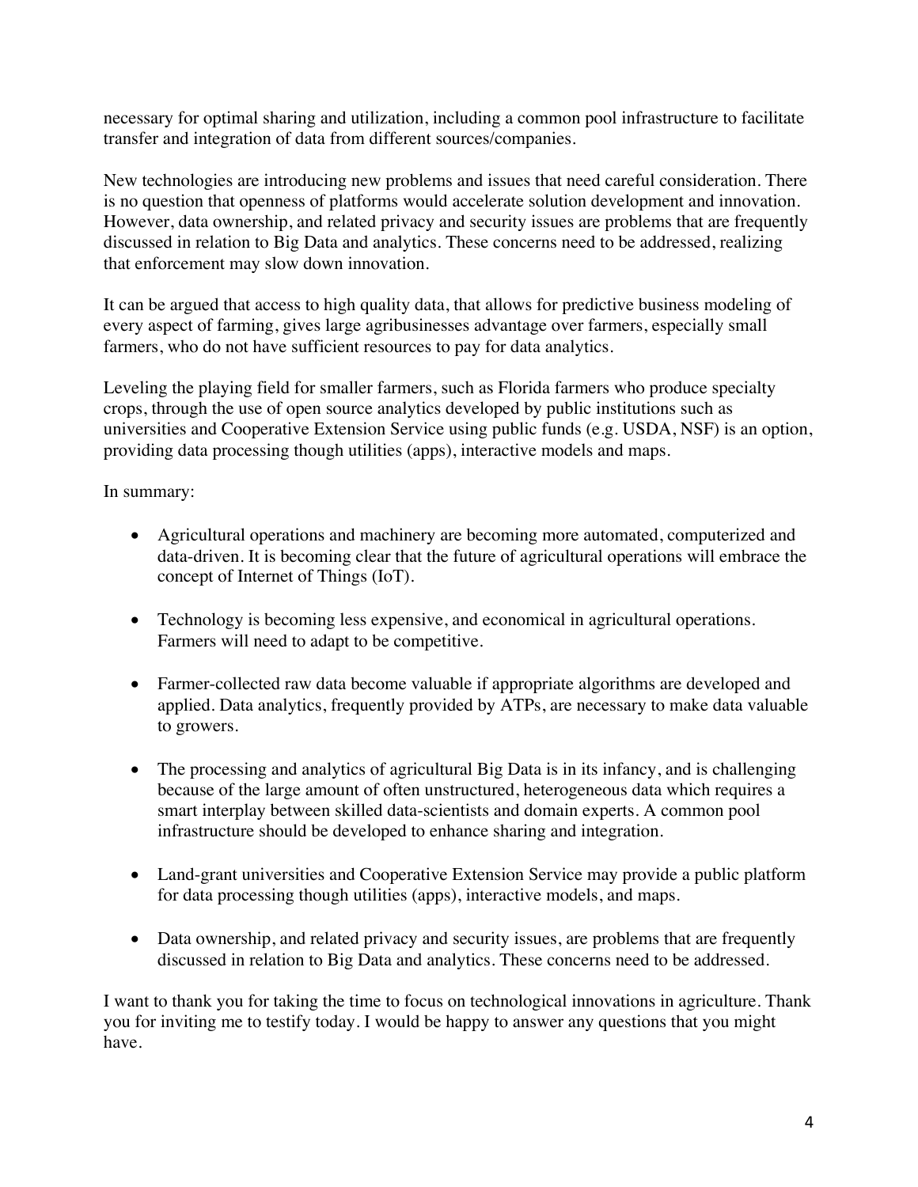necessary for optimal sharing and utilization, including a common pool infrastructure to facilitate transfer and integration of data from different sources/companies.

New technologies are introducing new problems and issues that need careful consideration. There is no question that openness of platforms would accelerate solution development and innovation. However, data ownership, and related privacy and security issues are problems that are frequently discussed in relation to Big Data and analytics. These concerns need to be addressed, realizing that enforcement may slow down innovation.

It can be argued that access to high quality data, that allows for predictive business modeling of every aspect of farming, gives large agribusinesses advantage over farmers, especially small farmers, who do not have sufficient resources to pay for data analytics.

Leveling the playing field for smaller farmers, such as Florida farmers who produce specialty crops, through the use of open source analytics developed by public institutions such as universities and Cooperative Extension Service using public funds (e.g. USDA, NSF) is an option, providing data processing though utilities (apps), interactive models and maps.

In summary:

- Agricultural operations and machinery are becoming more automated, computerized and data-driven. It is becoming clear that the future of agricultural operations will embrace the concept of Internet of Things (IoT).

- Technology is becoming less expensive, and economical in agricultural operations. Farmers will need to adapt to be competitive.

- Farmer-collected raw data become valuable if appropriate algorithms are developed and applied. Data analytics, frequently provided by ATPs, are necessary to make data valuable to growers.

- The processing and analytics of agricultural Big Data is in its infancy, and is challenging because of the large amount of often unstructured, heterogeneous data which requires a smart interplay between skilled data-scientists and domain experts. A common pool infrastructure should be developed to enhance sharing and integration.

- Land-grant universities and Cooperative Extension Service may provide a public platform for data processing though utilities (apps), interactive models, and maps.

- Data ownership, and related privacy and security issues, are problems that are frequently discussed in relation to Big Data and analytics. These concerns need to be addressed.

I want to thank you for taking the time to focus on technological innovations in agriculture. Thank you for inviting me to testify today. I would be happy to answer any questions that you might have.